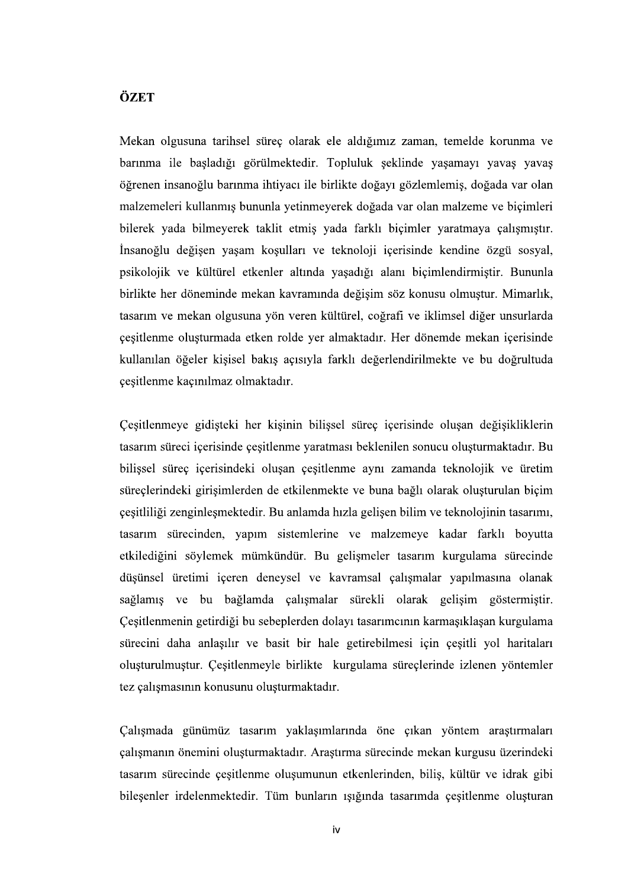## ÖZET

Mekan olgusuna tarihsel süreç olarak ele aldığımız zaman, temelde korunma ve barınma ile başladığı görülmektedir. Topluluk şeklinde yaşamayı yavaş yavaş öğrenen insanoğlu barınma ihtiyacı ile birlikte doğayı gözlemlemiş, doğada var olan malzemeleri kullanmış bununla yetinmeyerek doğada var olan malzeme ve biçimleri bilerek yada bilmeyerek taklit etmiş yada farklı biçimler yaratmaya çalışmıştır. İnsanoğlu değişen yaşam koşulları ve teknoloji içerisinde kendine özgü sosyal, psikolojik ve kültürel etkenler altında yaşadığı alanı biçimlendirmiştir. Bununla birlikte her döneminde mekan kavramında değişim söz konusu olmuştur. Mimarlık, tasarım ve mekan olgusuna yön veren kültürel, coğrafi ve iklimsel diğer unsurlarda çeşitlenme oluşturmada etken rolde yer almaktadır. Her dönemde mekan içerisinde kullanılan öğeler kişisel bakış açısıyla farklı değerlendirilmekte ve bu doğrultuda çeşitlenme kaçınılmaz olmaktadır.

Çeşitlenmeye gidişteki her kişinin bilişsel süreç içerisinde oluşan değişikliklerin tasarım süreci içerisinde çeşitlenme yaratması beklenilen sonucu oluşturmaktadır. Bu bilişsel süreç içerisindeki oluşan çeşitlenme aynı zamanda teknolojik ve üretim süreçlerindeki girişimlerden de etkilenmekte ve buna bağlı olarak oluşturulan biçim çeşitliliği zenginleşmektedir. Bu anlamda hızla gelişen bilim ve teknolojinin tasarımı, tasarım sürecinden, yapım sistemlerine ve malzemeye kadar farklı boyutta etkilediğini söylemek mümkündür. Bu gelişmeler tasarım kurgulama sürecinde düşünsel üretimi içeren deneysel ve kavramsal çalışmalar yapılmasına olanak sağlamış ve bu bağlamda çalışmalar sürekli olarak gelişim göstermiştir. Çeşitlenmenin getirdiği bu sebeplerden dolayı tasarımcının karmaşıklaşan kurgulama sürecini daha anlaşılır ve basit bir hale getirebilmesi için çeşitli yol haritaları oluşturulmuştur. Çeşitlenmeyle birlikte kurgulama süreçlerinde izlenen yöntemler tez çalışmasının konusunu oluşturmaktadır.

Çalışmada günümüz tasarım yaklaşımlarında öne çıkan yöntem araştırmaları çalışmanın önemini oluşturmaktadır. Araştırma sürecinde mekan kurgusu üzerindeki tasarım sürecinde çeşitlenme oluşumunun etkenlerinden, biliş, kültür ve idrak gibi bileşenler irdelenmektedir. Tüm bunların ışığında tasarımda çeşitlenme oluşturan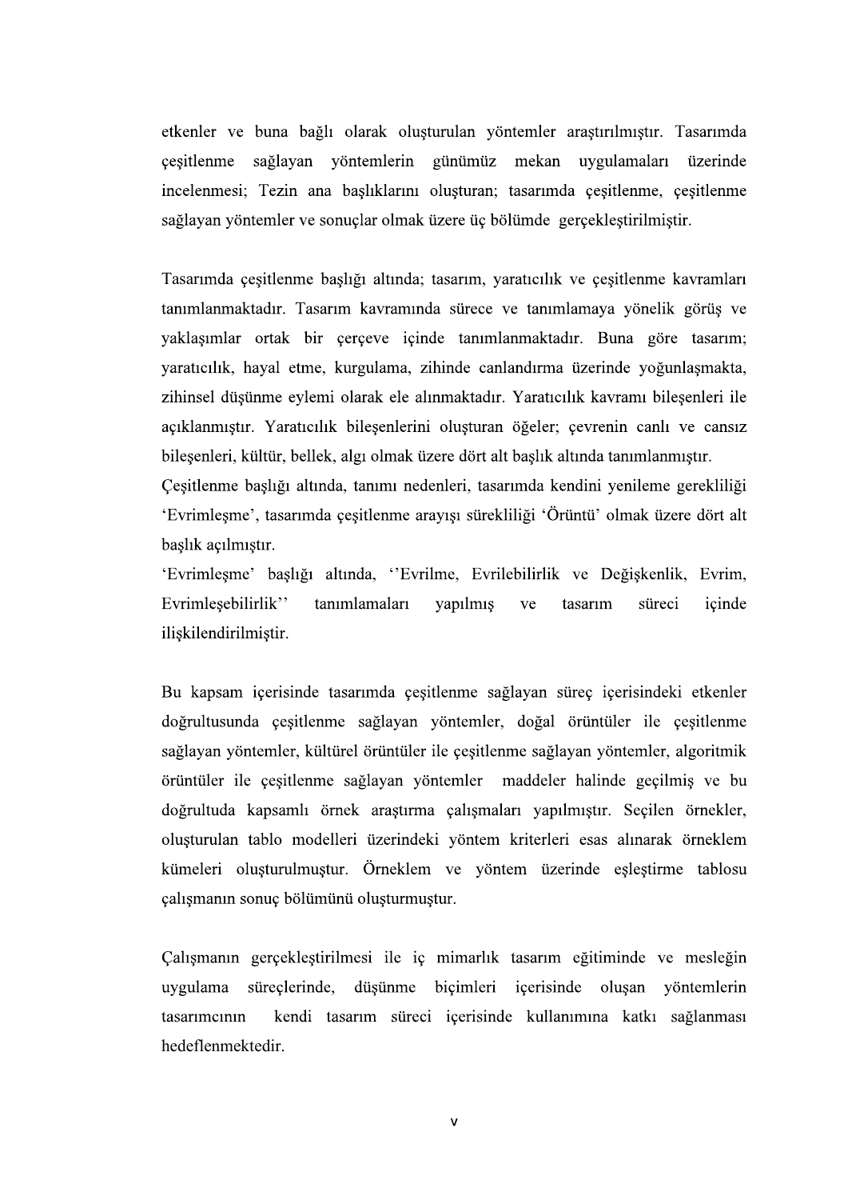etkenler ve buna bağlı olarak oluşturulan yöntemler araştırılmıştır. Tasarımda çeşitlenme sağlayan yöntemlerin günümüz mekan uygulamaları üzerinde incelenmesi; Tezin ana başlıklarını oluşturan; tasarımda çeşitlenme, çeşitlenme sağlayan yöntemler ve sonuçlar olmak üzere üç bölümde gerçekleştirilmiştir.

Tasarımda çeşitlenme başlığı altında; tasarım, yaratıcılık ve çeşitlenme kavramları tanımlanmaktadır. Tasarım kavramında sürece ve tanımlamaya yönelik görüş ve yaklaşımlar ortak bir çerçeve içinde tanımlanmaktadır. Buna göre tasarım; yaratıcılık, hayal etme, kurgulama, zihinde canlandırma üzerinde yoğunlaşmakta, zihinsel düşünme eylemi olarak ele alınmaktadır. Yaratıcılık kavramı bileşenleri ile açıklanmıştır. Yaratıcılık bileşenlerini oluşturan öğeler; çevrenin canlı ve cansız bileşenleri, kültür, bellek, algı olmak üzere dört alt başlık altında tanımlanmıştır.
Çeşitlenme başlığı altında, tanımı nedenleri, tasarımda kendini yenileme gerekliliği 'Evrimleşme', tasarımda çeşitlenme arayışı sürekliliği 'Örüntü' olmak üzere dört alt başlık açılmıştır.
'Evrimleşme' başlığı altında, ''Evrilme, Evrilebilirlik ve Değişkenlik, Evrim, Evrimleşebilirlik'' tanımlamaları yapılmış ve tasarım süreci içinde ilişkilendirilmiştir.

Bu kapsam içerisinde tasarımda çeşitlenme sağlayan süreç içerisindeki etkenler doğrultusunda çeşitlenme sağlayan yöntemler, doğal örüntüler ile çeşitlenme sağlayan yöntemler, kültürel örüntüler ile çeşitlenme sağlayan yöntemler, algoritmik örüntüler ile çeşitlenme sağlayan yöntemler maddeler halinde geçilmiş ve bu doğrultuda kapsamlı örnek araştırma çalışmaları yapılmıştır. Seçilen örnekler, oluşturulan tablo modelleri üzerindeki yöntem kriterleri esas alınarak örneklem kümeleri oluşturulmuştur. Örneklem ve yöntem üzerinde eşleştirme tablosu çalışmanın sonuç bölümünü oluşturmuştur.

Çalışmanın gerçekleştirilmesi ile iç mimarlık tasarım eğitiminde ve mesleğin uygulama süreçlerinde, düşünme biçimleri içerisinde oluşan yöntemlerin tasarımcının kendi tasarım süreci içerisinde kullanımına katkı sağlanması hedeflenmektedir.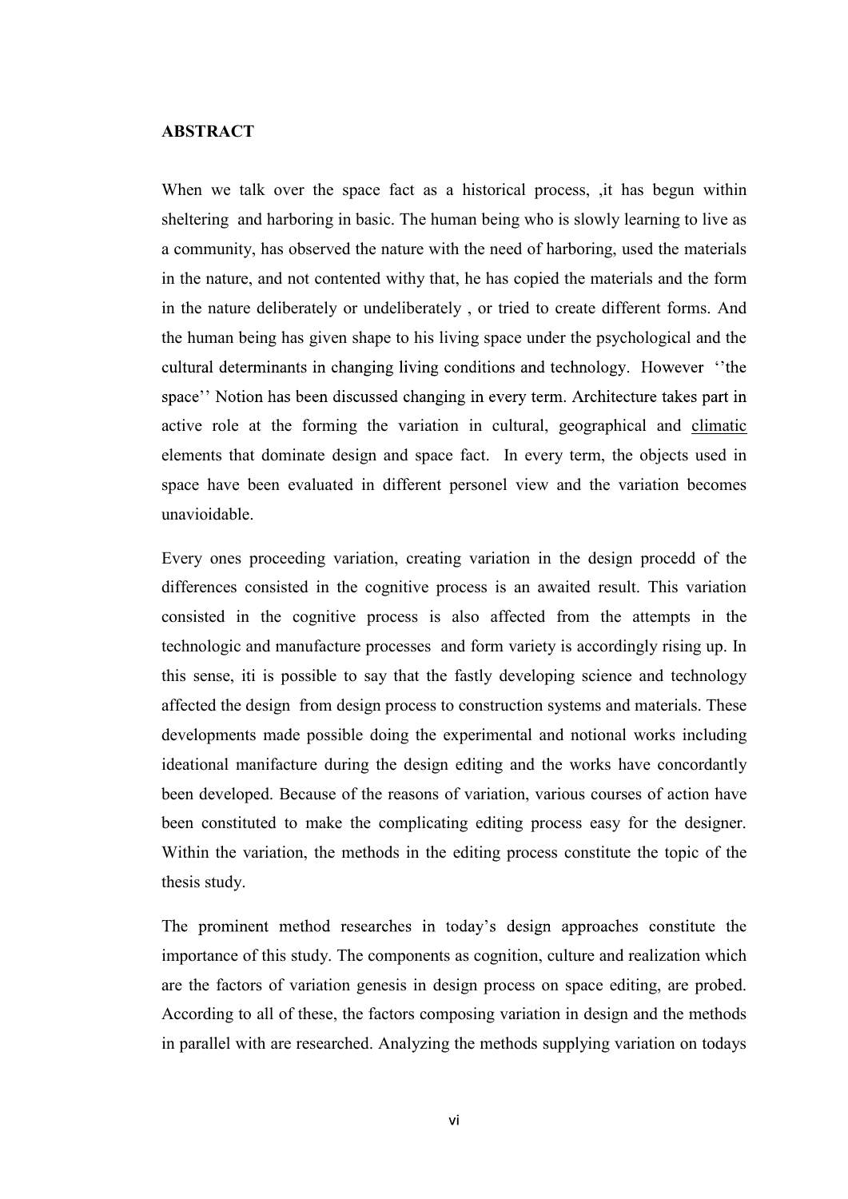## ABSTRACT

When we talk over the space fact as a historical process, ,it has begun within sheltering and harboring in basic. The human being who is slowly learning to live as a community, has observed the nature with the need of harboring, used the materials in the nature, and not contented withy that, he has copied the materials and the form in the nature deliberately or undeliberately , or tried to create different forms. And the human being has given shape to his living space under the psychological and the cultural determinants in changing living conditions and technology. However ''the space'' Notion has been discussed changing in every term. Architecture takes part in active role at the forming the variation in cultural, geographical and climatic elements that dominate design and space fact. In every term, the objects used in space have been evaluated in different personel view and the variation becomes unavioidable.

Every ones proceeding variation, creating variation in the design procedd of the differences consisted in the cognitive process is an awaited result. This variation consisted in the cognitive process is also affected from the attempts in the technologic and manufacture processes and form variety is accordingly rising up. In this sense, iti is possible to say that the fastly developing science and technology affected the design from design process to construction systems and materials. These developments made possible doing the experimental and notional works including ideational manifacture during the design editing and the works have concordantly been developed. Because of the reasons of variation, various courses of action have been constituted to make the complicating editing process easy for the designer. Within the variation, the methods in the editing process constitute the topic of the thesis study.

The prominent method researches in today's design approaches constitute the importance of this study. The components as cognition, culture and realization which are the factors of variation genesis in design process on space editing, are probed. According to all of these, the factors composing variation in design and the methods in parallel with are researched. Analyzing the methods supplying variation on todays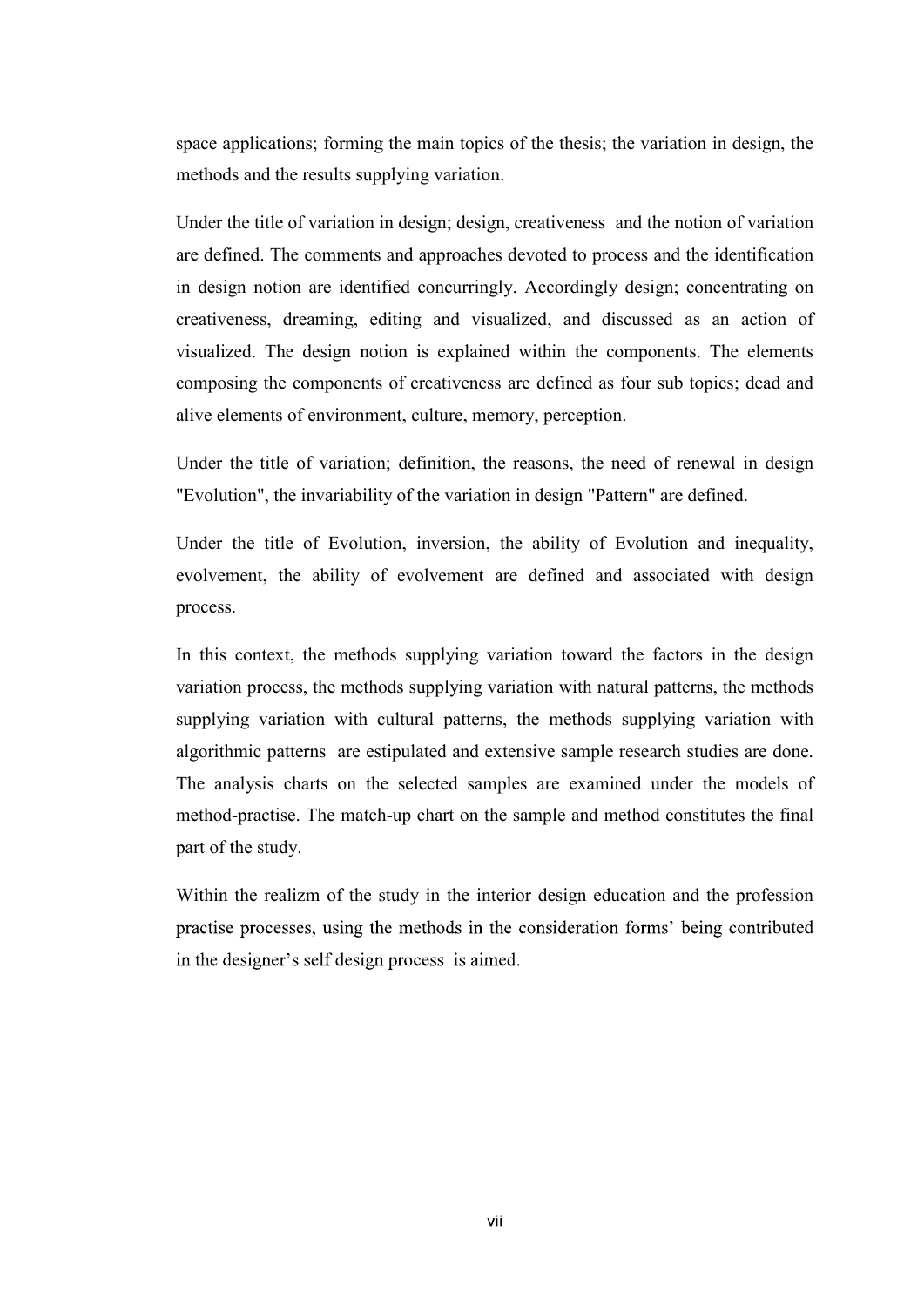space applications; forming the main topics of the thesis; the variation in design, the methods and the results supplying variation.

Under the title of variation in design; design, creativeness and the notion of variation are defined. The comments and approaches devoted to process and the identification in design notion are identified concurringly. Accordingly design; concentrating on creativeness, dreaming, editing and visualized, and discussed as an action of visualized. The design notion is explained within the components. The elements composing the components of creativeness are defined as four sub topics; dead and alive elements of environment, culture, memory, perception.

Under the title of variation; definition, the reasons, the need of renewal in design "Evolution", the invariability of the variation in design "Pattern" are defined.

Under the title of Evolution, inversion, the ability of Evolution and inequality, evolvement, the ability of evolvement are defined and associated with design process.

In this context, the methods supplying variation toward the factors in the design variation process, the methods supplying variation with natural patterns, the methods supplying variation with cultural patterns, the methods supplying variation with algorithmic patterns are estipulated and extensive sample research studies are done. The analysis charts on the selected samples are examined under the models of method-practise. The match-up chart on the sample and method constitutes the final part of the study.

Within the realizm of the study in the interior design education and the profession practise processes, using the methods in the consideration forms' being contributed in the designer's self design process is aimed.